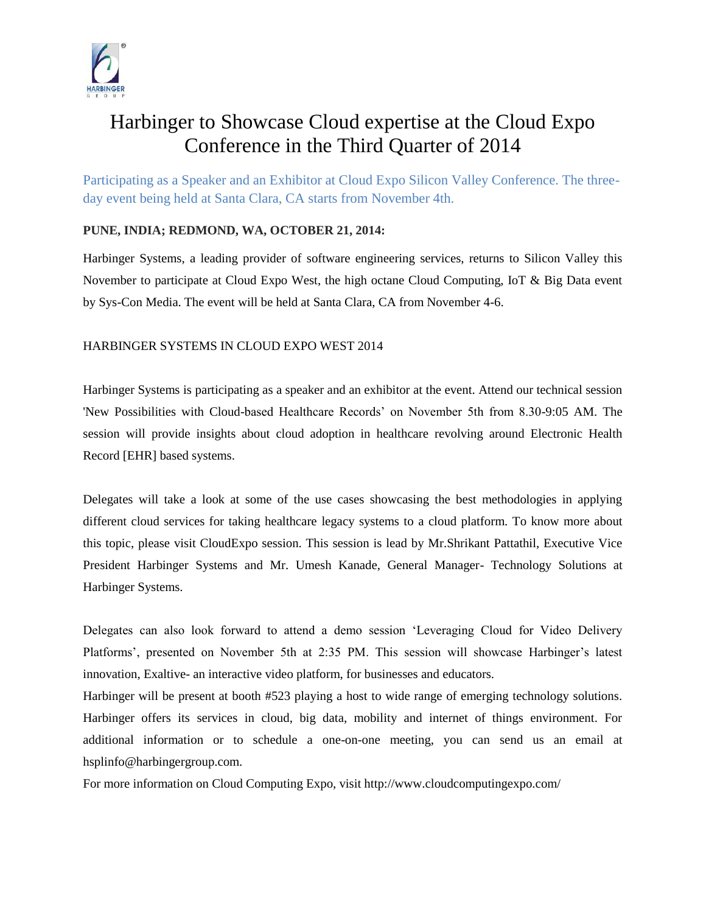# Harbinger to Showcase Cloud expertise at the Cloud Expo Conference in the Third Quarter of 2014

Participating as a Speaker and an Exhibitor at Cloud Expo Silicon Valley Conference. The three-day event being held at Santa Clara, CA starts from November 4th.

**PUNE, INDIA; REDMOND, WA, OCTOBER 21, 2014:**

Harbinger Systems, a leading provider of software engineering services, returns to Silicon Valley this November to participate at Cloud Expo West, the high octane Cloud Computing, IoT & Big Data event by Sys-Con Media. The event will be held at Santa Clara, CA from November 4-6.

HARBINGER SYSTEMS IN CLOUD EXPO WEST 2014

Harbinger Systems is participating as a speaker and an exhibitor at the event. Attend our technical session 'New Possibilities with Cloud-based Healthcare Records' on November 5th from 8.30-9:05 AM. The session will provide insights about cloud adoption in healthcare revolving around Electronic Health Record [EHR] based systems.

Delegates will take a look at some of the use cases showcasing the best methodologies in applying different cloud services for taking healthcare legacy systems to a cloud platform. To know more about this topic, please visit CloudExpo session. This session is lead by Mr.Shrikant Pattathil, Executive Vice President Harbinger Systems and Mr. Umesh Kanade, General Manager- Technology Solutions at Harbinger Systems.

Delegates can also look forward to attend a demo session 'Leveraging Cloud for Video Delivery Platforms', presented on November 5th at 2:35 PM. This session will showcase Harbinger's latest innovation, Exaltive- an interactive video platform, for businesses and educators.

Harbinger will be present at booth #523 playing a host to wide range of emerging technology solutions. Harbinger offers its services in cloud, big data, mobility and internet of things environment. For additional information or to schedule a one-on-one meeting, you can send us an email at hsplinfo@harbingergroup.com.

For more information on Cloud Computing Expo, visit http://www.cloudcomputingexpo.com/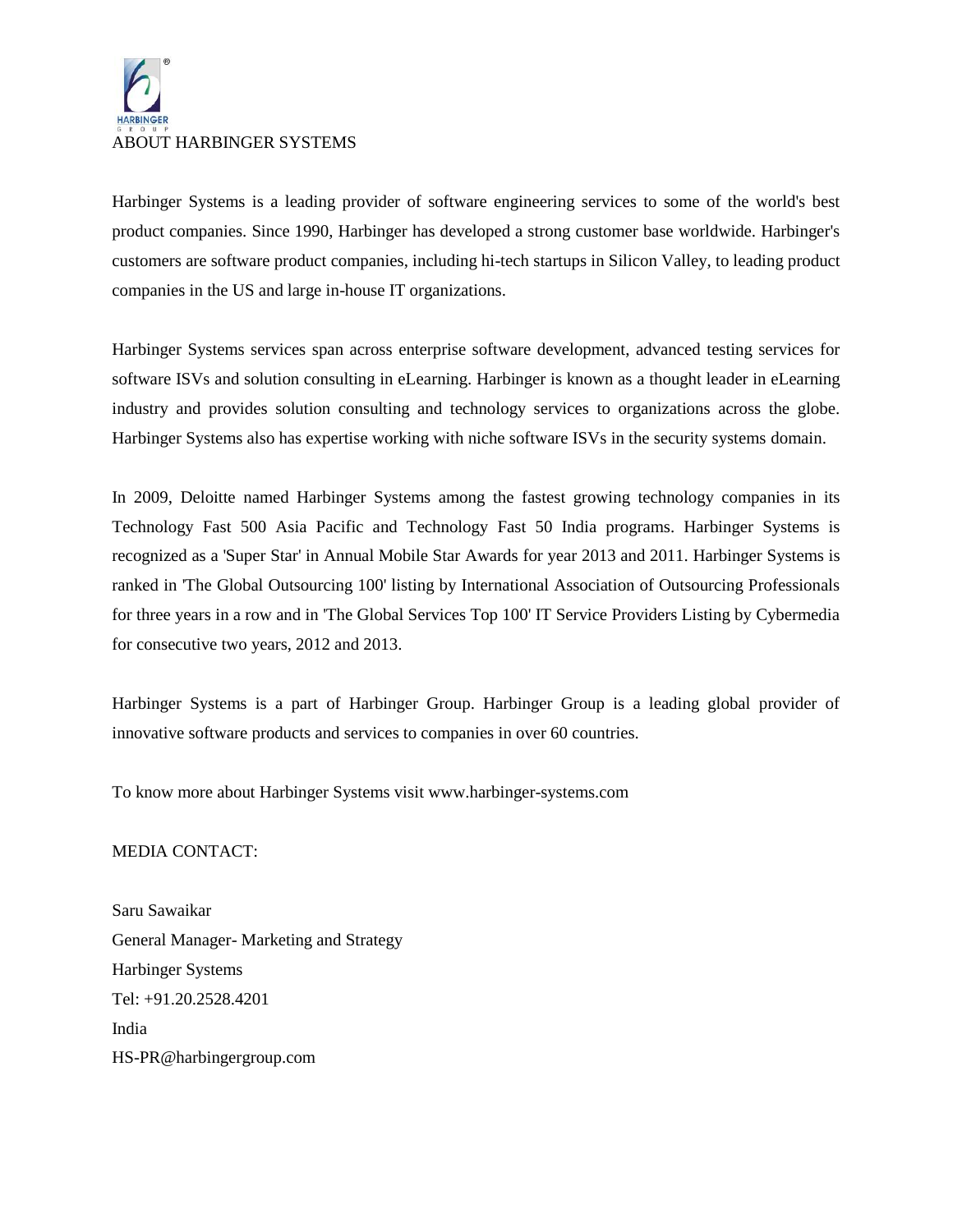## ABOUT HARBINGER SYSTEMS

Harbinger Systems is a leading provider of software engineering services to some of the world's best product companies. Since 1990, Harbinger has developed a strong customer base worldwide. Harbinger's customers are software product companies, including hi-tech startups in Silicon Valley, to leading product companies in the US and large in-house IT organizations.

Harbinger Systems services span across enterprise software development, advanced testing services for software ISVs and solution consulting in eLearning. Harbinger is known as a thought leader in eLearning industry and provides solution consulting and technology services to organizations across the globe. Harbinger Systems also has expertise working with niche software ISVs in the security systems domain.

In 2009, Deloitte named Harbinger Systems among the fastest growing technology companies in its Technology Fast 500 Asia Pacific and Technology Fast 50 India programs. Harbinger Systems is recognized as a 'Super Star' in Annual Mobile Star Awards for year 2013 and 2011. Harbinger Systems is ranked in 'The Global Outsourcing 100' listing by International Association of Outsourcing Professionals for three years in a row and in 'The Global Services Top 100' IT Service Providers Listing by Cybermedia for consecutive two years, 2012 and 2013.

Harbinger Systems is a part of Harbinger Group. Harbinger Group is a leading global provider of innovative software products and services to companies in over 60 countries.

To know more about Harbinger Systems visit www.harbinger-systems.com

MEDIA CONTACT:

Saru Sawaikar
General Manager- Marketing and Strategy
Harbinger Systems
Tel: +91.20.2528.4201
India
HS-PR@harbingergroup.com